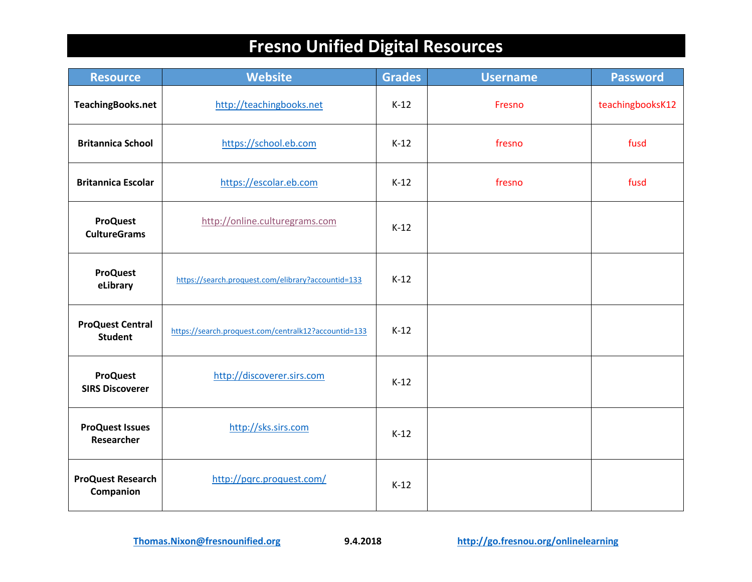# Fresno Unified Digital Resources

| Resource | Website | Grades | Username | Password |
|---|---|---|---|---|
| **TeachingBooks.net** | http://teachingbooks.net | K-12 | Fresno | teachingbooksK12 |
| **Britannica School** | https://school.eb.com | K-12 | fresno | fusd |
| **Britannica Escolar** | https://escolar.eb.com | K-12 | fresno | fusd |
| **ProQuest CultureGrams** | http://online.culturegrams.com | K-12 | | |
| **ProQuest eLibrary** | https://search.proquest.com/elibrary?accountid=133 | K-12 | | |
| **ProQuest Central Student** | https://search.proquest.com/centralk12?accountid=133 | K-12 | | |
| **ProQuest SIRS Discoverer** | http://discoverer.sirs.com | K-12 | | |
| **ProQuest Issues Researcher** | http://sks.sirs.com | K-12 | | |
| **ProQuest Research Companion** | http://pqrc.proquest.com/ | K-12 | | |

**Thomas.Nixon@fresnounified.org** **9.4.2018** **http://go.fresnou.org/onlinelearning**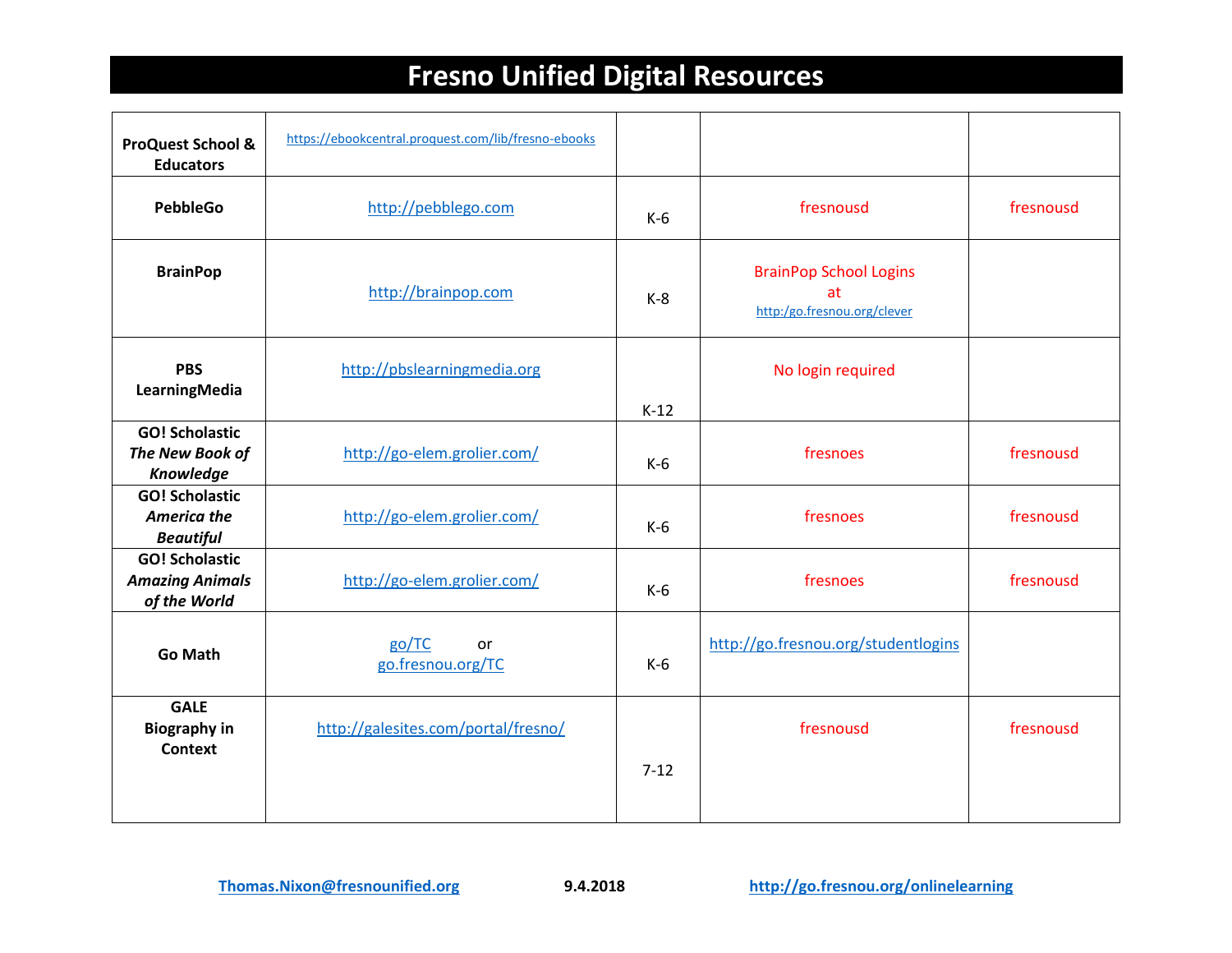# Fresno Unified Digital Resources

| | | | | |
|---|---|---|---|---|
| **ProQuest School & Educators** | https://ebookcentral.proquest.com/lib/fresno-ebooks | | | |
| **PebbleGo** | http://pebblego.com | K-6 | fresnousd | fresnousd |
| **BrainPop** | http://brainpop.com | K-8 | BrainPop School Logins at http:/go.fresnou.org/clever | |
| **PBS LearningMedia** | http://pbslearningmedia.org | K-12 | No login required | |
| **GO! Scholastic *The New Book of Knowledge*** | http://go-elem.grolier.com/ | K-6 | fresnoes | fresnousd |
| **GO! Scholastic *America the Beautiful*** | http://go-elem.grolier.com/ | K-6 | fresnoes | fresnousd |
| **GO! Scholastic *Amazing Animals of the World*** | http://go-elem.grolier.com/ | K-6 | fresnoes | fresnousd |
| **Go Math** | go/TC or go.fresnou.org/TC | K-6 | http://go.fresnou.org/studentlogins | |
| **GALE Biography in Context** | http://galesites.com/portal/fresno/ | 7-12 | fresnousd | fresnousd |

**Thomas.Nixon@fresnounified.org** **9.4.2018** **http://go.fresnou.org/onlinelearning**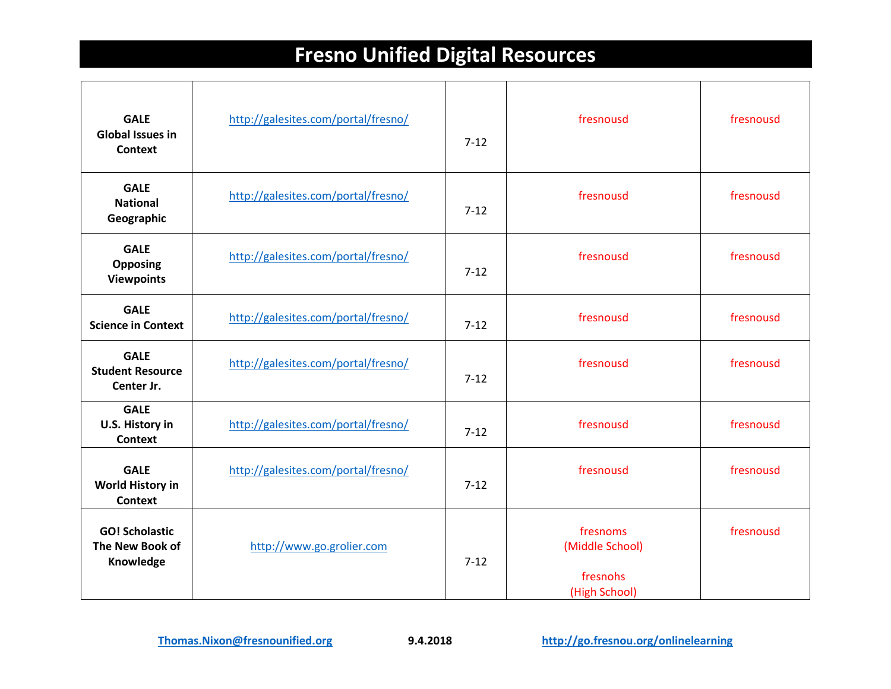# Fresno Unified Digital Resources

| | | | | |
|---|---|---|---|---|
| **GALE Global Issues in Context** | http://galesites.com/portal/fresno/ | 7-12 | fresnousd | fresnousd |
| **GALE National Geographic** | http://galesites.com/portal/fresno/ | 7-12 | fresnousd | fresnousd |
| **GALE Opposing Viewpoints** | http://galesites.com/portal/fresno/ | 7-12 | fresnousd | fresnousd |
| **GALE Science in Context** | http://galesites.com/portal/fresno/ | 7-12 | fresnousd | fresnousd |
| **GALE Student Resource Center Jr.** | http://galesites.com/portal/fresno/ | 7-12 | fresnousd | fresnousd |
| **GALE U.S. History in Context** | http://galesites.com/portal/fresno/ | 7-12 | fresnousd | fresnousd |
| **GALE World History in Context** | http://galesites.com/portal/fresno/ | 7-12 | fresnousd | fresnousd |
| **GO! Scholastic The New Book of Knowledge** | http://www.go.grolier.com | 7-12 | fresnoms (Middle School) fresnohs (High School) | fresnousd |

**Thomas.Nixon@fresnounified.org** **9.4.2018** **http://go.fresnou.org/onlinelearning**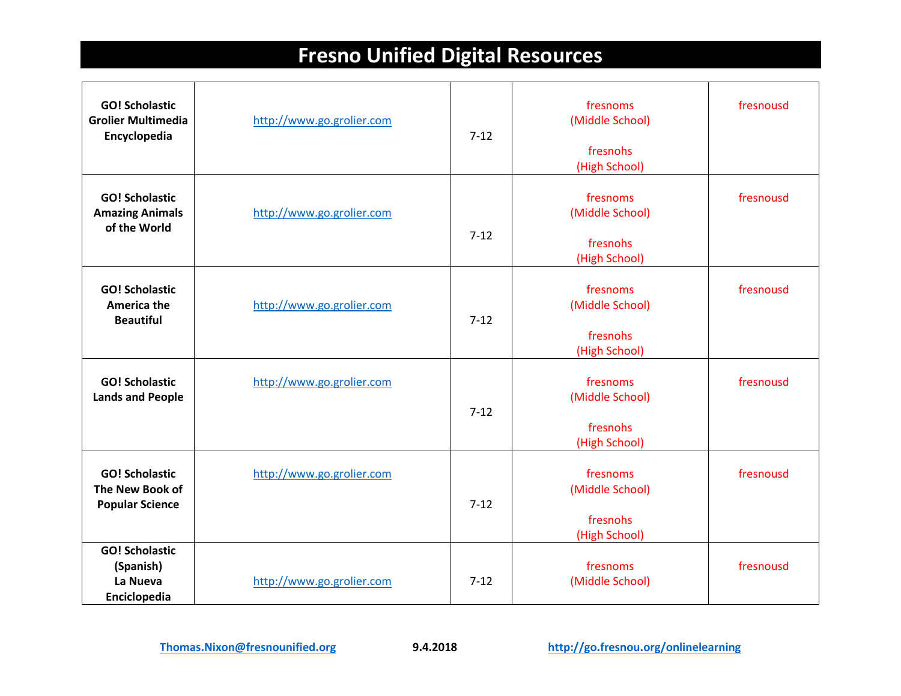# Fresno Unified Digital Resources

| | | | | |
|---|---|---|---|---|
| **GO! Scholastic Grolier Multimedia Encyclopedia** | http://www.go.grolier.com | 7-12 | fresnoms (Middle School)<br><br>fresnohs (High School) | fresnousd |
| **GO! Scholastic Amazing Animals of the World** | http://www.go.grolier.com | 7-12 | fresnoms (Middle School)<br><br>fresnohs (High School) | fresnousd |
| **GO! Scholastic America the Beautiful** | http://www.go.grolier.com | 7-12 | fresnoms (Middle School)<br><br>fresnohs (High School) | fresnousd |
| **GO! Scholastic Lands and People** | http://www.go.grolier.com | 7-12 | fresnoms (Middle School)<br><br>fresnohs (High School) | fresnousd |
| **GO! Scholastic The New Book of Popular Science** | http://www.go.grolier.com | 7-12 | fresnoms (Middle School)<br><br>fresnohs (High School) | fresnousd |
| **GO! Scholastic (Spanish) La Nueva Enciclopedia** | http://www.go.grolier.com | 7-12 | fresnoms (Middle School) | fresnousd |

**Thomas.Nixon@fresnounified.org** **9.4.2018** **http://go.fresnou.org/onlinelearning**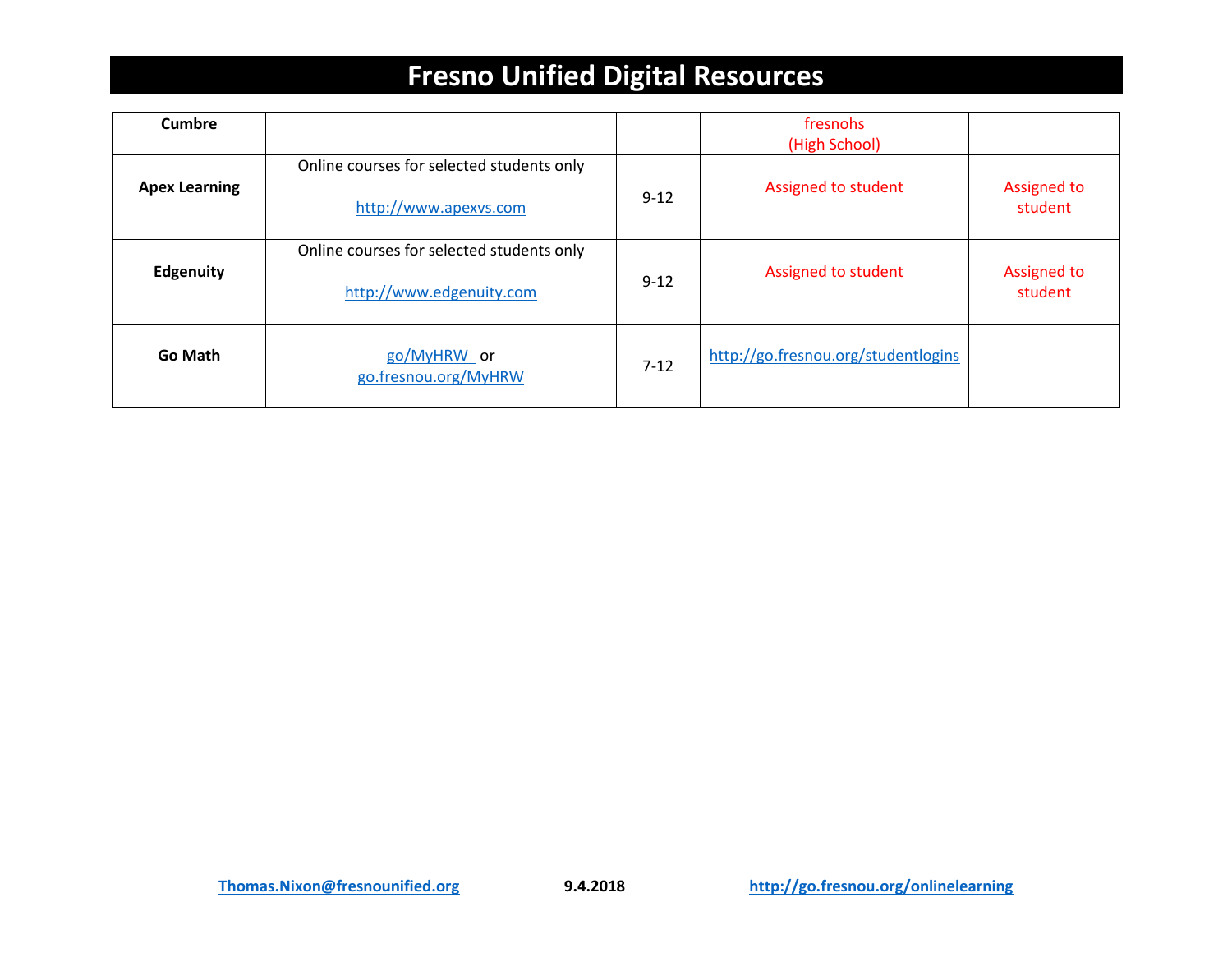# Fresno Unified Digital Resources

| | | | | |
|---|---|---|---|---|
| **Cumbre** | | | fresnohs (High School) | |
| **Apex Learning** | Online courses for selected students only<br><br>http://www.apexvs.com | 9-12 | Assigned to student | Assigned to student |
| **Edgenuity** | Online courses for selected students only<br><br>http://www.edgenuity.com | 9-12 | Assigned to student | Assigned to student |
| **Go Math** | go/MyHRW or go.fresnou.org/MyHRW | 7-12 | http://go.fresnou.org/studentlogins | |

**Thomas.Nixon@fresnounified.org** **9.4.2018** **http://go.fresnou.org/onlinelearning**